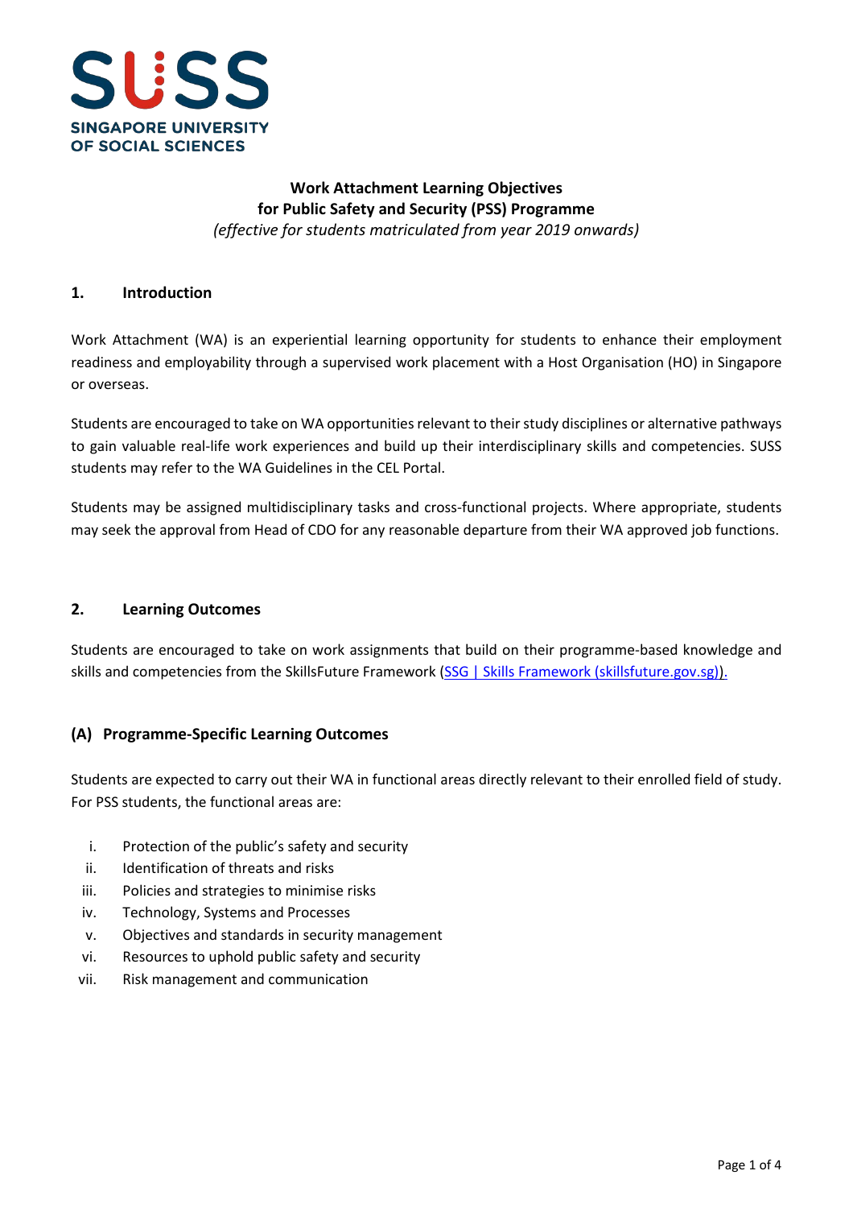**SUSS**
**SINGAPORE UNIVERSITY OF SOCIAL SCIENCES**

# Work Attachment Learning Objectives for Public Safety and Security (PSS) Programme

*(effective for students matriculated from year 2019 onwards)*

## 1. Introduction

Work Attachment (WA) is an experiential learning opportunity for students to enhance their employment readiness and employability through a supervised work placement with a Host Organisation (HO) in Singapore or overseas.

Students are encouraged to take on WA opportunities relevant to their study disciplines or alternative pathways to gain valuable real-life work experiences and build up their interdisciplinary skills and competencies. SUSS students may refer to the WA Guidelines in the CEL Portal.

Students may be assigned multidisciplinary tasks and cross-functional projects. Where appropriate, students may seek the approval from Head of CDO for any reasonable departure from their WA approved job functions.

## 2. Learning Outcomes

Students are encouraged to take on work assignments that build on their programme-based knowledge and skills and competencies from the SkillsFuture Framework (SSG | Skills Framework (skillsfuture.gov.sg)).

### (A) Programme-Specific Learning Outcomes

Students are expected to carry out their WA in functional areas directly relevant to their enrolled field of study. For PSS students, the functional areas are:

i. Protection of the public's safety and security
ii. Identification of threats and risks
iii. Policies and strategies to minimise risks
iv. Technology, Systems and Processes
v. Objectives and standards in security management
vi. Resources to uphold public safety and security
vii. Risk management and communication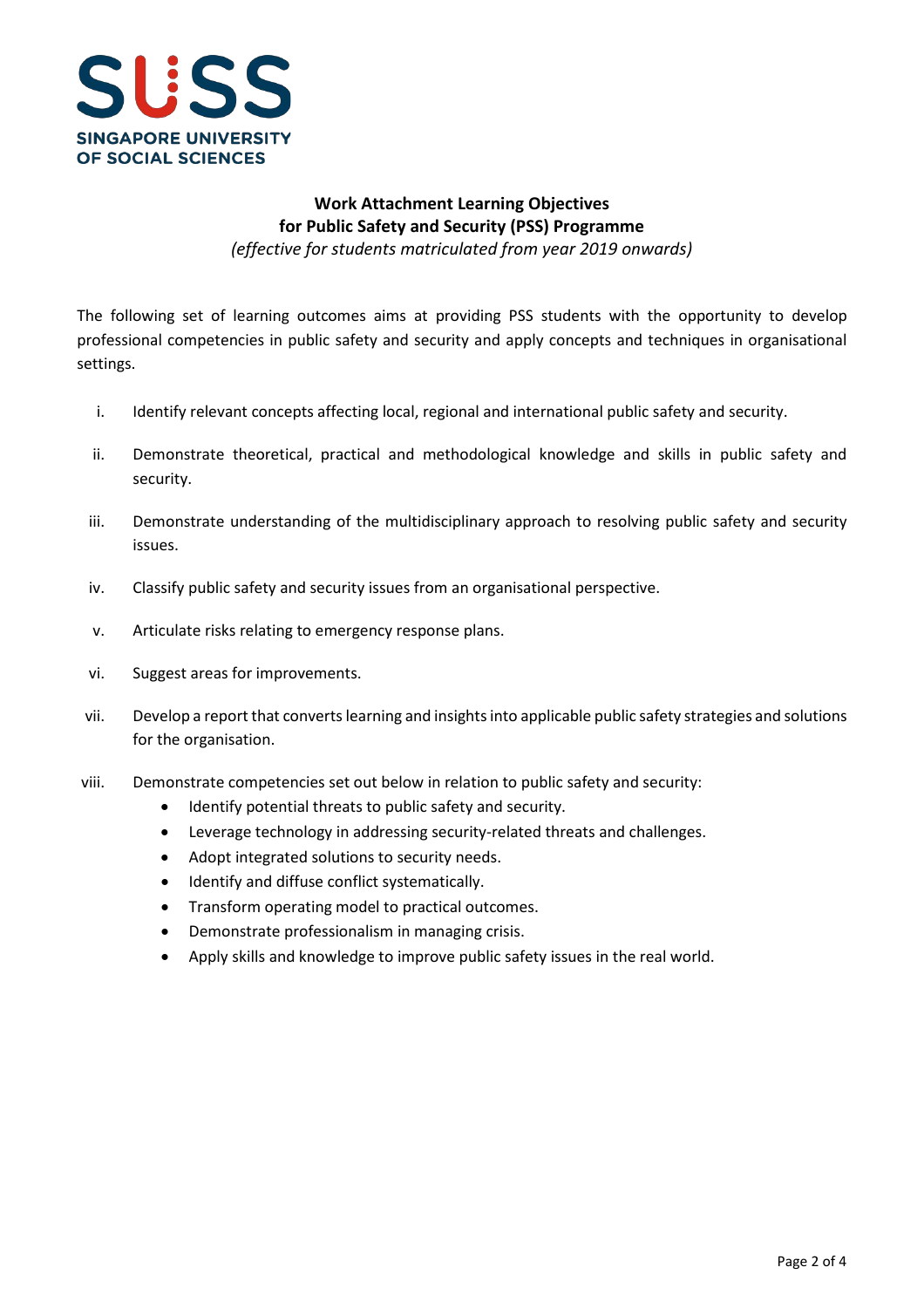**SINGAPORE UNIVERSITY OF SOCIAL SCIENCES**

## Work Attachment Learning Objectives for Public Safety and Security (PSS) Programme

*(effective for students matriculated from year 2019 onwards)*

The following set of learning outcomes aims at providing PSS students with the opportunity to develop professional competencies in public safety and security and apply concepts and techniques in organisational settings.

i. Identify relevant concepts affecting local, regional and international public safety and security.

ii. Demonstrate theoretical, practical and methodological knowledge and skills in public safety and security.

iii. Demonstrate understanding of the multidisciplinary approach to resolving public safety and security issues.

iv. Classify public safety and security issues from an organisational perspective.

v. Articulate risks relating to emergency response plans.

vi. Suggest areas for improvements.

vii. Develop a report that converts learning and insights into applicable public safety strategies and solutions for the organisation.

viii. Demonstrate competencies set out below in relation to public safety and security:
- Identify potential threats to public safety and security.
- Leverage technology in addressing security-related threats and challenges.
- Adopt integrated solutions to security needs.
- Identify and diffuse conflict systematically.
- Transform operating model to practical outcomes.
- Demonstrate professionalism in managing crisis.
- Apply skills and knowledge to improve public safety issues in the real world.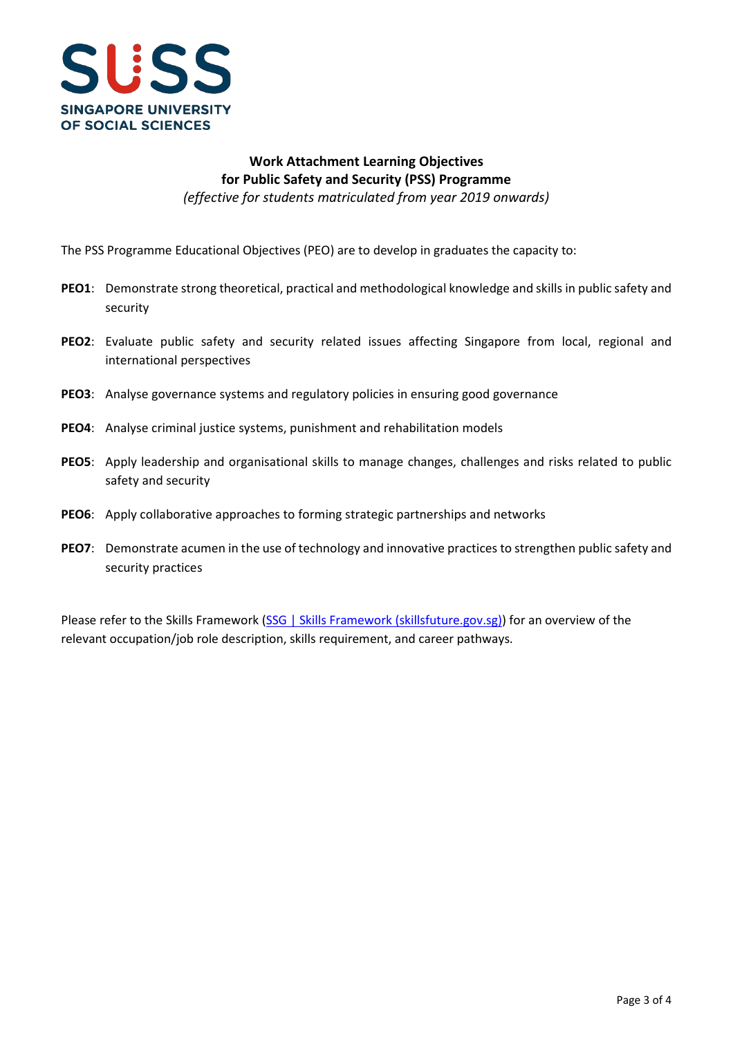**SINGAPORE UNIVERSITY OF SOCIAL SCIENCES**

# Work Attachment Learning Objectives for Public Safety and Security (PSS) Programme

*(effective for students matriculated from year 2019 onwards)*

The PSS Programme Educational Objectives (PEO) are to develop in graduates the capacity to:

**PEO1**: Demonstrate strong theoretical, practical and methodological knowledge and skills in public safety and security

**PEO2**: Evaluate public safety and security related issues affecting Singapore from local, regional and international perspectives

**PEO3**: Analyse governance systems and regulatory policies in ensuring good governance

**PEO4**: Analyse criminal justice systems, punishment and rehabilitation models

**PEO5**: Apply leadership and organisational skills to manage changes, challenges and risks related to public safety and security

**PEO6**: Apply collaborative approaches to forming strategic partnerships and networks

**PEO7**: Demonstrate acumen in the use of technology and innovative practices to strengthen public safety and security practices

Please refer to the Skills Framework (SSG | Skills Framework (skillsfuture.gov.sg)) for an overview of the relevant occupation/job role description, skills requirement, and career pathways.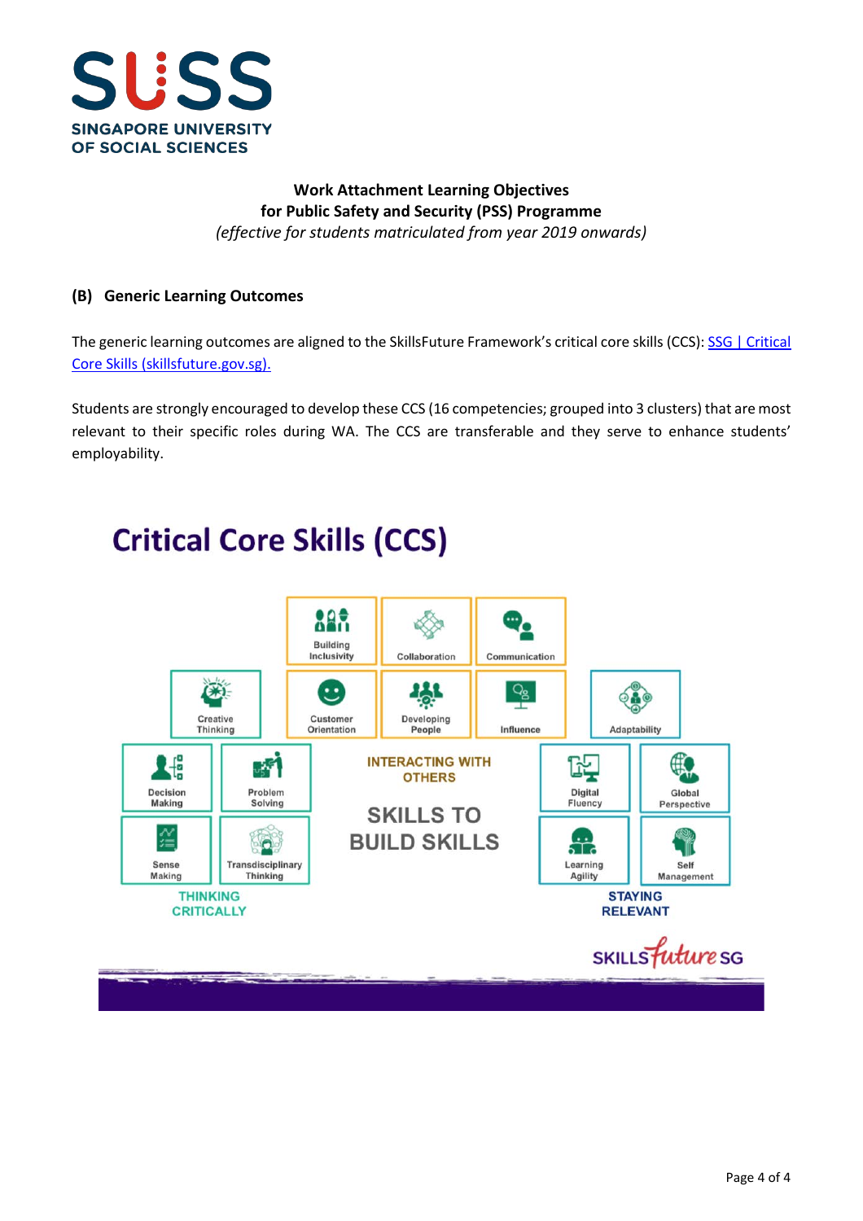**Work Attachment Learning Objectives for Public Safety and Security (PSS) Programme**
*(effective for students matriculated from year 2019 onwards)*

### (B) Generic Learning Outcomes

The generic learning outcomes are aligned to the SkillsFuture Framework's critical core skills (CCS): SSG | Critical Core Skills (skillsfuture.gov.sg).

Students are strongly encouraged to develop these CCS (16 competencies; grouped into 3 clusters) that are most relevant to their specific roles during WA. The CCS are transferable and they serve to enhance students' employability.

## Critical Core Skills (CCS)

SKILLS TO BUILD SKILLS

INTERACTING WITH OTHERS

Building Inclusivity
Collaboration
Communication
Customer Orientation
Developing People
Influence

THINKING CRITICALLY

Creative Thinking
Decision Making
Problem Solving
Sense Making
Transdisciplinary Thinking

STAYING RELEVANT

Adaptability
Digital Fluency
Global Perspective
Learning Agility
Self Management

SKILLSfuture SG